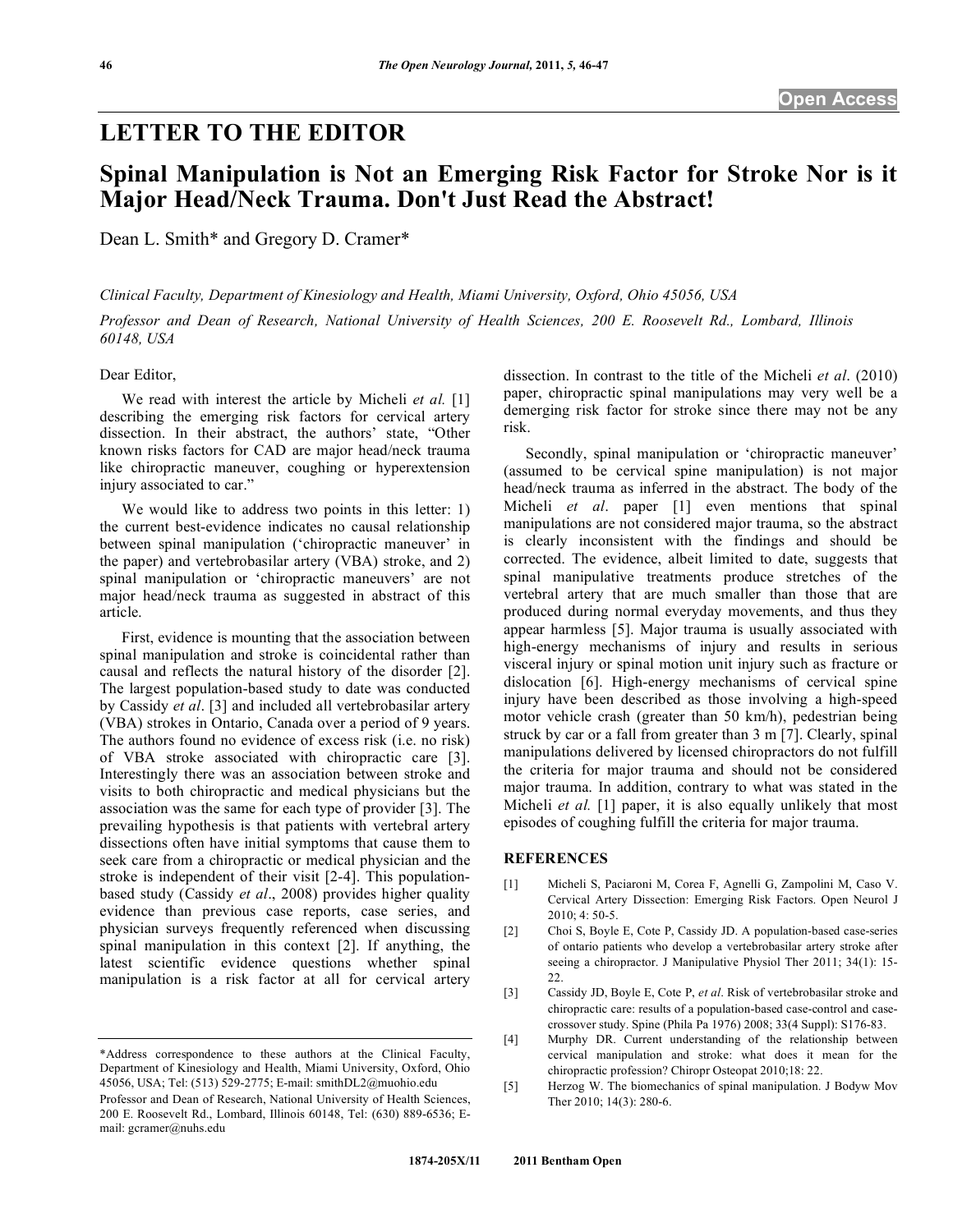Open Access

# LETTER TO THE EDITOR

# Spinal Manipulation is Not an Emerging Risk Factor for Stroke Nor is it Major Head/Neck Trauma. Don't Just Read the Abstract!

Dean L. Smith* and Gregory D. Cramer*

*Clinical Faculty, Department of Kinesiology and Health, Miami University, Oxford, Ohio 45056, USA*

*Professor and Dean of Research, National University of Health Sciences, 200 E. Roosevelt Rd., Lombard, Illinois 60148, USA*

Dear Editor,

We read with interest the article by Micheli *et al.* [1] describing the emerging risk factors for cervical artery dissection. In their abstract, the authors' state, "Other known risks factors for CAD are major head/neck trauma like chiropractic maneuver, coughing or hyperextension injury associated to car."

We would like to address two points in this letter: 1) the current best-evidence indicates no causal relationship between spinal manipulation ('chiropractic maneuver' in the paper) and vertebrobasilar artery (VBA) stroke, and 2) spinal manipulation or 'chiropractic maneuvers' are not major head/neck trauma as suggested in abstract of this article.

First, evidence is mounting that the association between spinal manipulation and stroke is coincidental rather than causal and reflects the natural history of the disorder [2]. The largest population-based study to date was conducted by Cassidy *et al*. [3] and included all vertebrobasilar artery (VBA) strokes in Ontario, Canada over a period of 9 years. The authors found no evidence of excess risk (i.e. no risk) of VBA stroke associated with chiropractic care [3]. Interestingly there was an association between stroke and visits to both chiropractic and medical physicians but the association was the same for each type of provider [3]. The prevailing hypothesis is that patients with vertebral artery dissections often have initial symptoms that cause them to seek care from a chiropractic or medical physician and the stroke is independent of their visit [2-4]. This population-based study (Cassidy *et al*., 2008) provides higher quality evidence than previous case reports, case series, and physician surveys frequently referenced when discussing spinal manipulation in this context [2]. If anything, the latest scientific evidence questions whether spinal manipulation is a risk factor at all for cervical artery dissection. In contrast to the title of the Micheli *et al*. (2010) paper, chiropractic spinal manipulations may very well be a demerging risk factor for stroke since there may not be any risk.

Secondly, spinal manipulation or 'chiropractic maneuver' (assumed to be cervical spine manipulation) is not major head/neck trauma as inferred in the abstract. The body of the Micheli *et al*. paper [1] even mentions that spinal manipulations are not considered major trauma, so the abstract is clearly inconsistent with the findings and should be corrected. The evidence, albeit limited to date, suggests that spinal manipulative treatments produce stretches of the vertebral artery that are much smaller than those that are produced during normal everyday movements, and thus they appear harmless [5]. Major trauma is usually associated with high-energy mechanisms of injury and results in serious visceral injury or spinal motion unit injury such as fracture or dislocation [6]. High-energy mechanisms of cervical spine injury have been described as those involving a high-speed motor vehicle crash (greater than 50 km/h), pedestrian being struck by car or a fall from greater than 3 m [7]. Clearly, spinal manipulations delivered by licensed chiropractors do not fulfill the criteria for major trauma and should not be considered major trauma. In addition, contrary to what was stated in the Micheli *et al.* [1] paper, it is also equally unlikely that most episodes of coughing fulfill the criteria for major trauma.

## REFERENCES

[1] Micheli S, Paciaroni M, Corea F, Agnelli G, Zampolini M, Caso V. Cervical Artery Dissection: Emerging Risk Factors. Open Neurol J 2010; 4: 50-5.

[2] Choi S, Boyle E, Cote P, Cassidy JD. A population-based case-series of ontario patients who develop a vertebrobasilar artery stroke after seeing a chiropractor. J Manipulative Physiol Ther 2011; 34(1): 15-22.

[3] Cassidy JD, Boyle E, Cote P, *et al*. Risk of vertebrobasilar stroke and chiropractic care: results of a population-based case-control and case-crossover study. Spine (Phila Pa 1976) 2008; 33(4 Suppl): S176-83.

[4] Murphy DR. Current understanding of the relationship between cervical manipulation and stroke: what does it mean for the chiropractic profession? Chiropr Osteopat 2010;18: 22.

[5] Herzog W. The biomechanics of spinal manipulation. J Bodyw Mov Ther 2010; 14(3): 280-6.

---

*Address correspondence to these authors at the Clinical Faculty, Department of Kinesiology and Health, Miami University, Oxford, Ohio 45056, USA; Tel: (513) 529-2775; E-mail: smithDL2@muohio.edu

Professor and Dean of Research, National University of Health Sciences, 200 E. Roosevelt Rd., Lombard, Illinois 60148, Tel: (630) 889-6536; E-mail: gcramer@nuhs.edu

1874-205X/11 2011 Bentham Open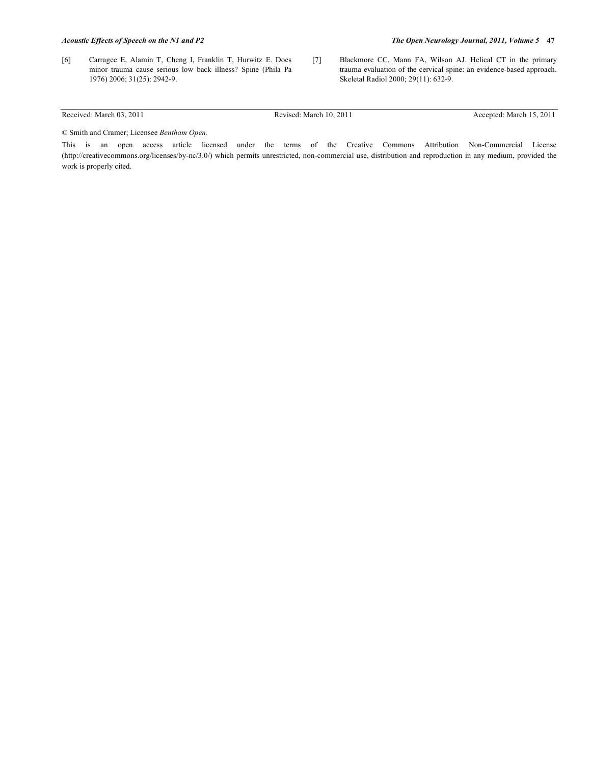[6] Carragee E, Alamin T, Cheng I, Franklin T, Hurwitz E. Does minor trauma cause serious low back illness? Spine (Phila Pa 1976) 2006; 31(25): 2942-9.

[7] Blackmore CC, Mann FA, Wilson AJ. Helical CT in the primary trauma evaluation of the cervical spine: an evidence-based approach. Skeletal Radiol 2000; 29(11): 632-9.

Received: March 03, 2011 Revised: March 10, 2011 Accepted: March 15, 2011

© Smith and Cramer; Licensee *Bentham Open.*

This is an open access article licensed under the terms of the Creative Commons Attribution Non-Commercial License (http://creativecommons.org/licenses/by-nc/3.0/) which permits unrestricted, non-commercial use, distribution and reproduction in any medium, provided the work is properly cited.